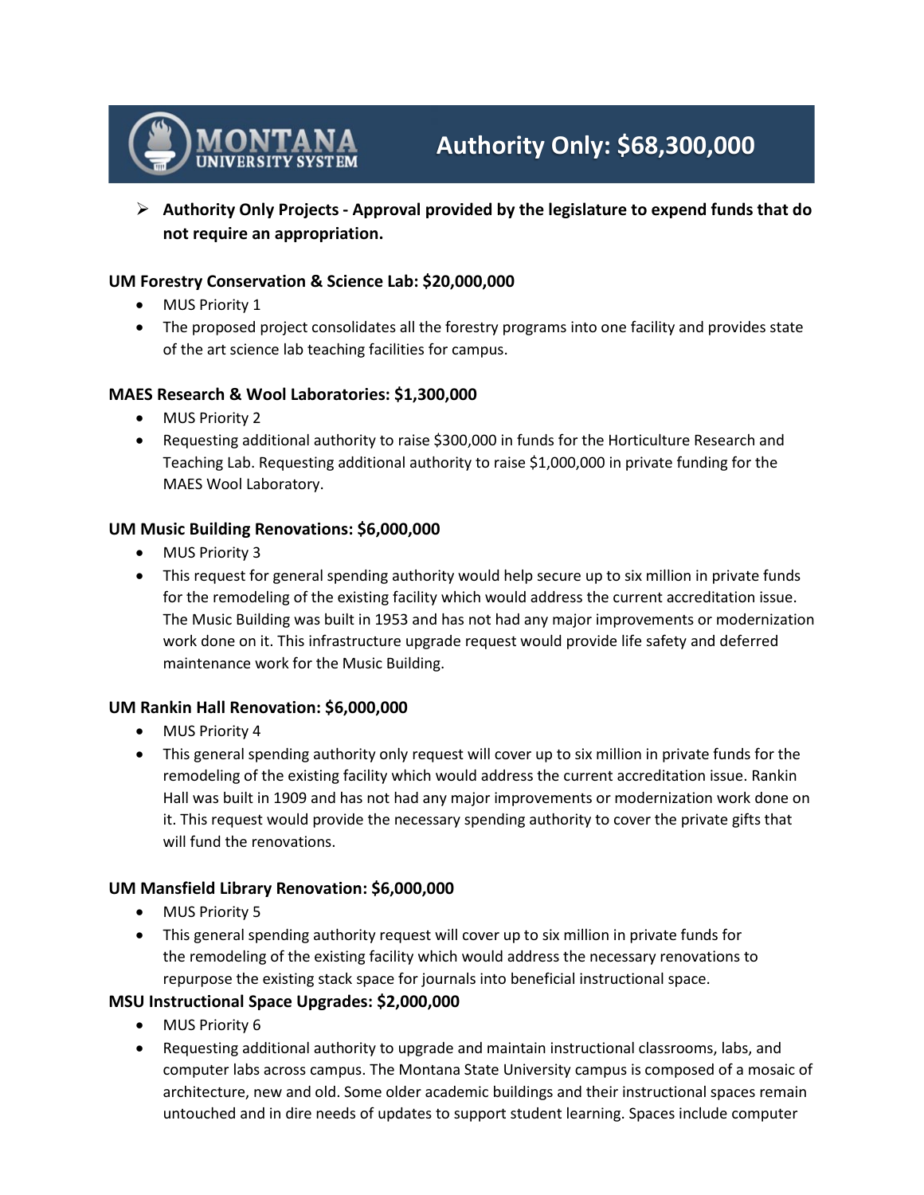# MONTANA UNIVERSITY SYSTEM — Authority Only: $68,300,000

- **Authority Only Projects - Approval provided by the legislature to expend funds that do not require an appropriation.**

### UM Forestry Conservation & Science Lab: $20,000,000

- MUS Priority 1
- The proposed project consolidates all the forestry programs into one facility and provides state of the art science lab teaching facilities for campus.

### MAES Research & Wool Laboratories: $1,300,000

- MUS Priority 2
- Requesting additional authority to raise $300,000 in funds for the Horticulture Research and Teaching Lab. Requesting additional authority to raise $1,000,000 in private funding for the MAES Wool Laboratory.

### UM Music Building Renovations: $6,000,000

- MUS Priority 3
- This request for general spending authority would help secure up to six million in private funds for the remodeling of the existing facility which would address the current accreditation issue. The Music Building was built in 1953 and has not had any major improvements or modernization work done on it. This infrastructure upgrade request would provide life safety and deferred maintenance work for the Music Building.

### UM Rankin Hall Renovation: $6,000,000

- MUS Priority 4
- This general spending authority only request will cover up to six million in private funds for the remodeling of the existing facility which would address the current accreditation issue. Rankin Hall was built in 1909 and has not had any major improvements or modernization work done on it. This request would provide the necessary spending authority to cover the private gifts that will fund the renovations.

### UM Mansfield Library Renovation: $6,000,000

- MUS Priority 5
- This general spending authority request will cover up to six million in private funds for the remodeling of the existing facility which would address the necessary renovations to repurpose the existing stack space for journals into beneficial instructional space.

### MSU Instructional Space Upgrades: $2,000,000

- MUS Priority 6
- Requesting additional authority to upgrade and maintain instructional classrooms, labs, and computer labs across campus. The Montana State University campus is composed of a mosaic of architecture, new and old. Some older academic buildings and their instructional spaces remain untouched and in dire needs of updates to support student learning. Spaces include computer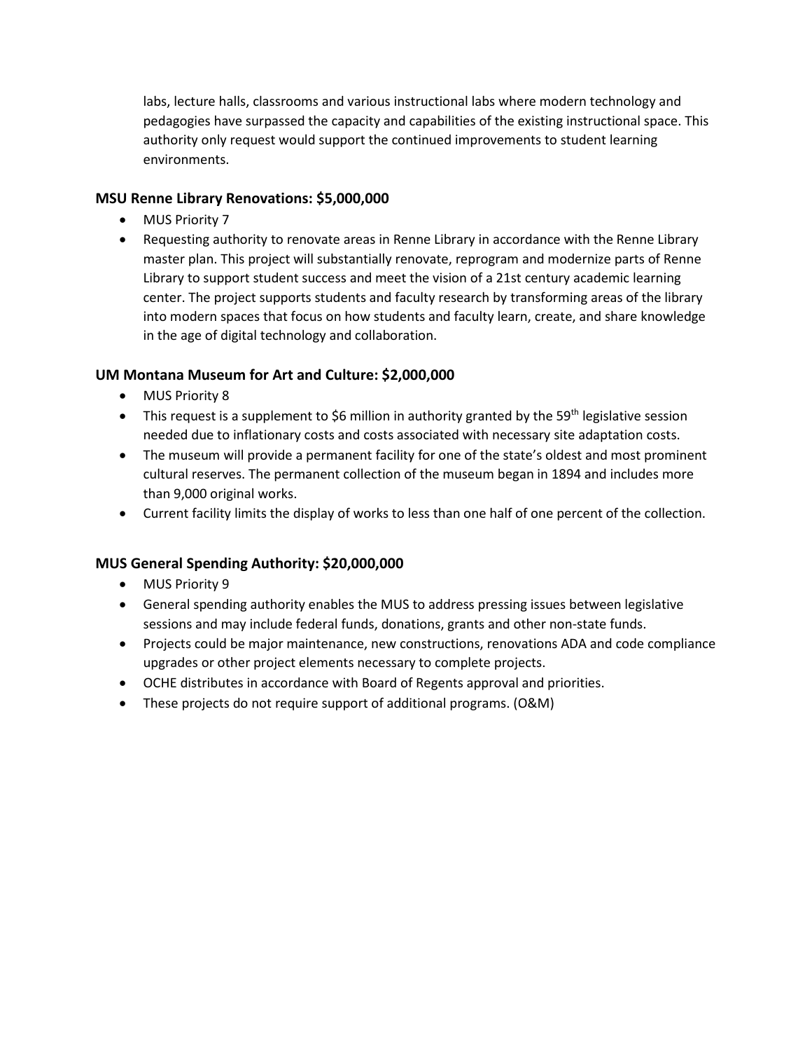labs, lecture halls, classrooms and various instructional labs where modern technology and pedagogies have surpassed the capacity and capabilities of the existing instructional space. This authority only request would support the continued improvements to student learning environments.

### MSU Renne Library Renovations: $5,000,000

- MUS Priority 7
- Requesting authority to renovate areas in Renne Library in accordance with the Renne Library master plan. This project will substantially renovate, reprogram and modernize parts of Renne Library to support student success and meet the vision of a 21st century academic learning center. The project supports students and faculty research by transforming areas of the library into modern spaces that focus on how students and faculty learn, create, and share knowledge in the age of digital technology and collaboration.

### UM Montana Museum for Art and Culture: $2,000,000

- MUS Priority 8
- This request is a supplement to $6 million in authority granted by the 59th legislative session needed due to inflationary costs and costs associated with necessary site adaptation costs.
- The museum will provide a permanent facility for one of the state's oldest and most prominent cultural reserves. The permanent collection of the museum began in 1894 and includes more than 9,000 original works.
- Current facility limits the display of works to less than one half of one percent of the collection.

### MUS General Spending Authority: $20,000,000

- MUS Priority 9
- General spending authority enables the MUS to address pressing issues between legislative sessions and may include federal funds, donations, grants and other non-state funds.
- Projects could be major maintenance, new constructions, renovations ADA and code compliance upgrades or other project elements necessary to complete projects.
- OCHE distributes in accordance with Board of Regents approval and priorities.
- These projects do not require support of additional programs. (O&M)